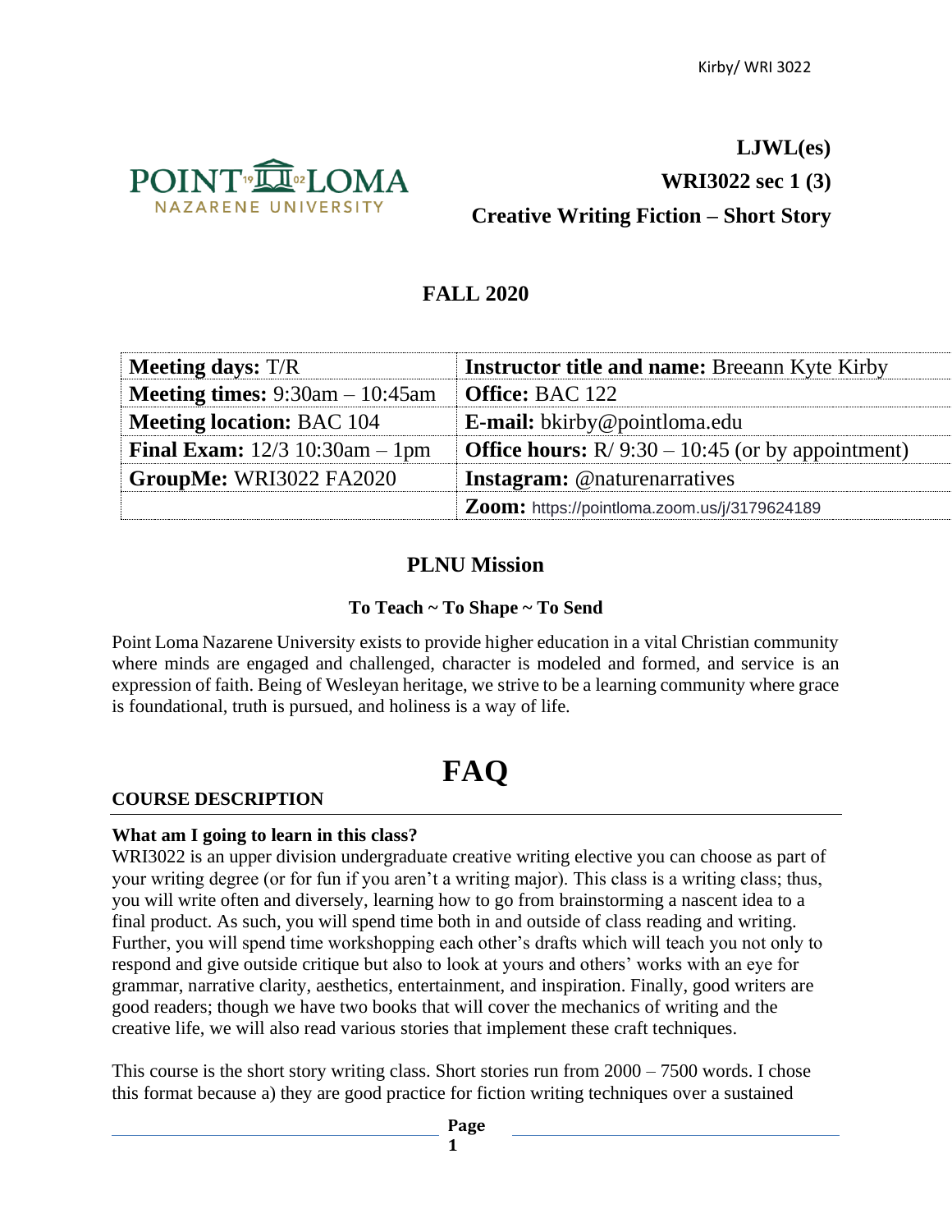**LJWL(es)**

**WRI3022 sec 1 (3)**

**Creative Writing Fiction – Short Story**

## FALL 2020

| **Meeting days:** T/R | **Instructor title and name:** Breeann Kyte Kirby |
|---|---|
| **Meeting times:** 9:30am – 10:45am | **Office:** BAC 122 |
| **Meeting location:** BAC 104 | **E-mail:** bkirby@pointloma.edu |
| **Final Exam:** 12/3 10:30am – 1pm | **Office hours:** R/ 9:30 – 10:45 (or by appointment) |
| **GroupMe:** WRI3022 FA2020 | **Instagram:** @naturenarratives |
| | **Zoom:** https://pointloma.zoom.us/j/3179624189 |

## PLNU Mission

**To Teach ~ To Shape ~ To Send**

Point Loma Nazarene University exists to provide higher education in a vital Christian community where minds are engaged and challenged, character is modeled and formed, and service is an expression of faith. Being of Wesleyan heritage, we strive to be a learning community where grace is foundational, truth is pursued, and holiness is a way of life.

# FAQ

### COURSE DESCRIPTION

**What am I going to learn in this class?**

WRI3022 is an upper division undergraduate creative writing elective you can choose as part of your writing degree (or for fun if you aren't a writing major). This class is a writing class; thus, you will write often and diversely, learning how to go from brainstorming a nascent idea to a final product. As such, you will spend time both in and outside of class reading and writing. Further, you will spend time workshopping each other's drafts which will teach you not only to respond and give outside critique but also to look at yours and others' works with an eye for grammar, narrative clarity, aesthetics, entertainment, and inspiration. Finally, good writers are good readers; though we have two books that will cover the mechanics of writing and the creative life, we will also read various stories that implement these craft techniques.

This course is the short story writing class. Short stories run from 2000 – 7500 words. I chose this format because a) they are good practice for fiction writing techniques over a sustained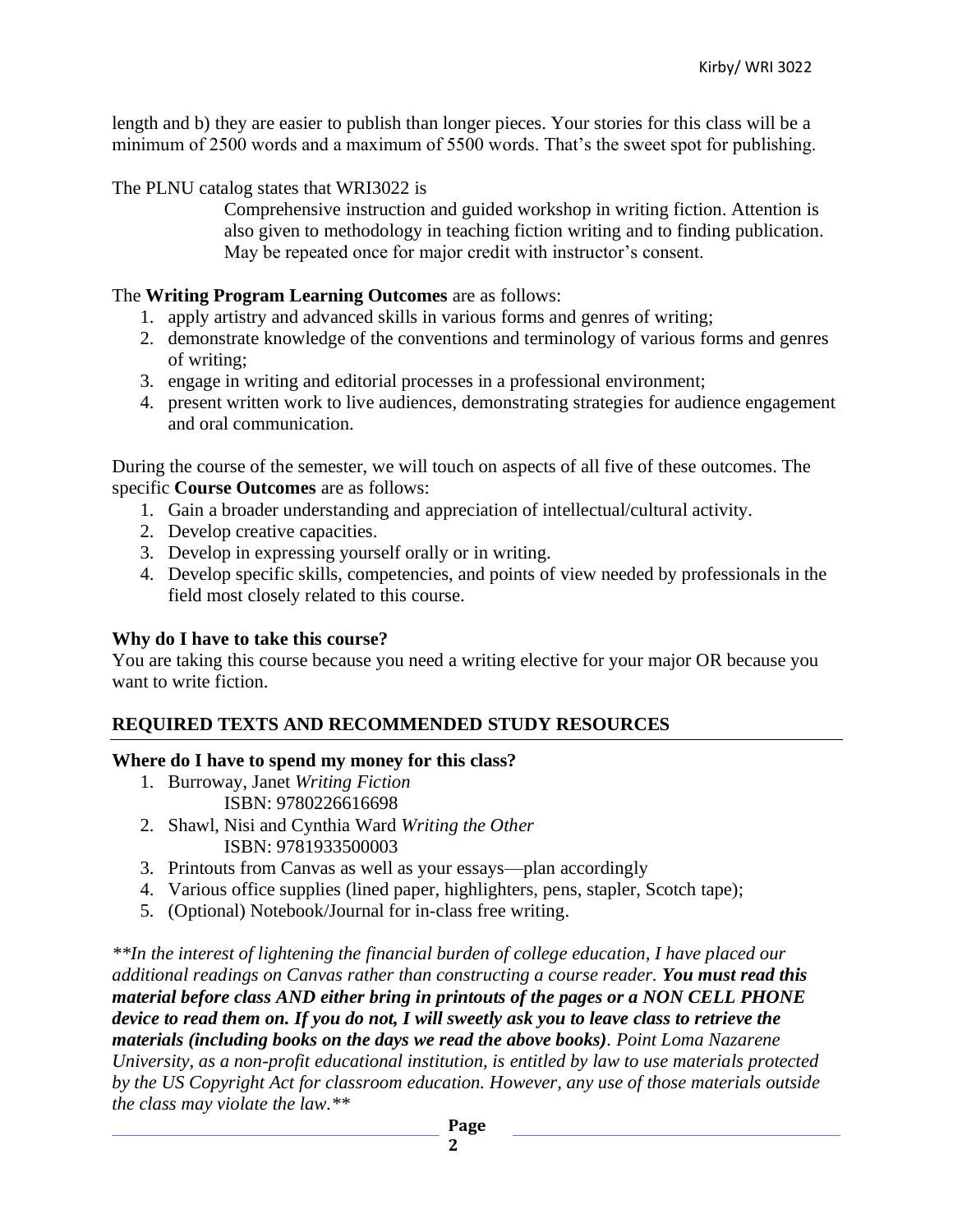length and b) they are easier to publish than longer pieces. Your stories for this class will be a minimum of 2500 words and a maximum of 5500 words. That's the sweet spot for publishing.

The PLNU catalog states that WRI3022 is

> Comprehensive instruction and guided workshop in writing fiction. Attention is also given to methodology in teaching fiction writing and to finding publication. May be repeated once for major credit with instructor's consent.

The **Writing Program Learning Outcomes** are as follows:

1. apply artistry and advanced skills in various forms and genres of writing;
2. demonstrate knowledge of the conventions and terminology of various forms and genres of writing;
3. engage in writing and editorial processes in a professional environment;
4. present written work to live audiences, demonstrating strategies for audience engagement and oral communication.

During the course of the semester, we will touch on aspects of all five of these outcomes. The specific **Course Outcomes** are as follows:

1. Gain a broader understanding and appreciation of intellectual/cultural activity.
2. Develop creative capacities.
3. Develop in expressing yourself orally or in writing.
4. Develop specific skills, competencies, and points of view needed by professionals in the field most closely related to this course.

**Why do I have to take this course?**

You are taking this course because you need a writing elective for your major OR because you want to write fiction.

## REQUIRED TEXTS AND RECOMMENDED STUDY RESOURCES

**Where do I have to spend my money for this class?**

1. Burroway, Janet *Writing Fiction*
   ISBN: 9780226616698
2. Shawl, Nisi and Cynthia Ward *Writing the Other*
   ISBN: 9781933500003
3. Printouts from Canvas as well as your essays—plan accordingly
4. Various office supplies (lined paper, highlighters, pens, stapler, Scotch tape);
5. (Optional) Notebook/Journal for in-class free writing.

*\*\*In the interest of lightening the financial burden of college education, I have placed our additional readings on Canvas rather than constructing a course reader.* ***You must read this material before class AND either bring in printouts of the pages or a NON CELL PHONE device to read them on. If you do not, I will sweetly ask you to leave class to retrieve the materials (including books on the days we read the above books).*** *Point Loma Nazarene University, as a non-profit educational institution, is entitled by law to use materials protected by the US Copyright Act for classroom education. However, any use of those materials outside the class may violate the law.\*\**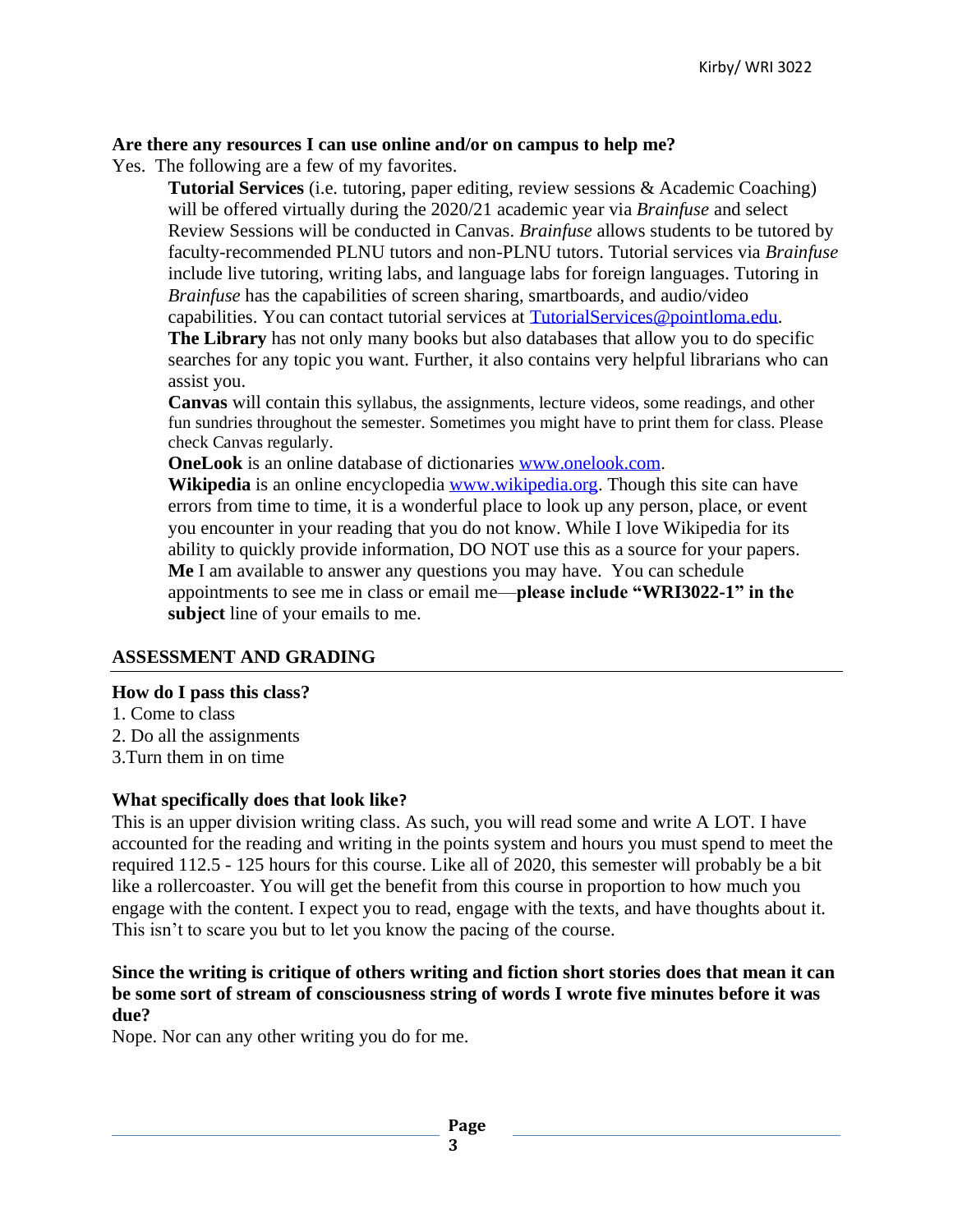**Are there any resources I can use online and/or on campus to help me?**

Yes. The following are a few of my favorites.

**Tutorial Services** (i.e. tutoring, paper editing, review sessions & Academic Coaching) will be offered virtually during the 2020/21 academic year via *Brainfuse* and select Review Sessions will be conducted in Canvas. *Brainfuse* allows students to be tutored by faculty-recommended PLNU tutors and non-PLNU tutors. Tutorial services via *Brainfuse* include live tutoring, writing labs, and language labs for foreign languages. Tutoring in *Brainfuse* has the capabilities of screen sharing, smartboards, and audio/video capabilities. You can contact tutorial services at [TutorialServices@pointloma.edu](mailto:TutorialServices@pointloma.edu).

**The Library** has not only many books but also databases that allow you to do specific searches for any topic you want. Further, it also contains very helpful librarians who can assist you.

**Canvas** will contain this syllabus, the assignments, lecture videos, some readings, and other fun sundries throughout the semester. Sometimes you might have to print them for class. Please check Canvas regularly.

**OneLook** is an online database of dictionaries [www.onelook.com](http://www.onelook.com).

**Wikipedia** is an online encyclopedia [www.wikipedia.org](http://www.wikipedia.org). Though this site can have errors from time to time, it is a wonderful place to look up any person, place, or event you encounter in your reading that you do not know. While I love Wikipedia for its ability to quickly provide information, DO NOT use this as a source for your papers.

**Me** I am available to answer any questions you may have. You can schedule appointments to see me in class or email me—**please include "WRI3022-1" in the subject** line of your emails to me.

## ASSESSMENT AND GRADING

**How do I pass this class?**

1. Come to class
2. Do all the assignments
3. Turn them in on time

**What specifically does that look like?**

This is an upper division writing class. As such, you will read some and write A LOT. I have accounted for the reading and writing in the points system and hours you must spend to meet the required 112.5 - 125 hours for this course. Like all of 2020, this semester will probably be a bit like a rollercoaster. You will get the benefit from this course in proportion to how much you engage with the content. I expect you to read, engage with the texts, and have thoughts about it. This isn't to scare you but to let you know the pacing of the course.

**Since the writing is critique of others writing and fiction short stories does that mean it can be some sort of stream of consciousness string of words I wrote five minutes before it was due?**

Nope. Nor can any other writing you do for me.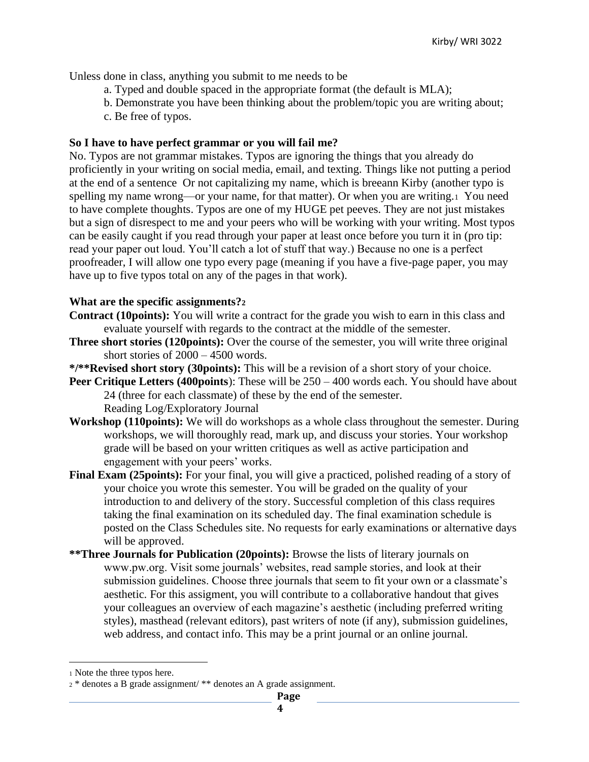Unless done in class, anything you submit to me needs to be

a. Typed and double spaced in the appropriate format (the default is MLA);

b. Demonstrate you have been thinking about the problem/topic you are writing about;

c. Be free of typos.

**So I have to have perfect grammar or you will fail me?**

No. Typos are not grammar mistakes. Typos are ignoring the things that you already do proficiently in your writing on social media, email, and texting. Things like not putting a period at the end of a sentence  Or not capitalizing my name, which is breeann Kirby (another typo is spelling my name wrong—or your name, for that matter). Or when you are writing.[1] You need to have complete thoughts. Typos are one of my HUGE pet peeves. They are not just mistakes but a sign of disrespect to me and your peers who will be working with your writing. Most typos can be easily caught if you read through your paper at least once before you turn it in (pro tip: read your paper out loud. You'll catch a lot of stuff that way.) Because no one is a perfect proofreader, I will allow one typo every page (meaning if you have a five-page paper, you may have up to five typos total on any of the pages in that work).

**What are the specific assignments?**[2]

**Contract (10points):** You will write a contract for the grade you wish to earn in this class and evaluate yourself with regards to the contract at the middle of the semester.

**Three short stories (120points):** Over the course of the semester, you will write three original short stories of 2000 – 4500 words.

***/**Revised short story (30points):** This will be a revision of a short story of your choice.

**Peer Critique Letters (400points**): These will be 250 – 400 words each. You should have about 24 (three for each classmate) of these by the end of the semester.
Reading Log/Exploratory Journal

**Workshop (110points):** We will do workshops as a whole class throughout the semester. During workshops, we will thoroughly read, mark up, and discuss your stories. Your workshop grade will be based on your written critiques as well as active participation and engagement with your peers' works.

**Final Exam (25points):** For your final, you will give a practiced, polished reading of a story of your choice you wrote this semester. You will be graded on the quality of your introduction to and delivery of the story. Successful completion of this class requires taking the final examination on its scheduled day. The final examination schedule is posted on the Class Schedules site. No requests for early examinations or alternative days will be approved.

****Three Journals for Publication (20points):** Browse the lists of literary journals on www.pw.org. Visit some journals' websites, read sample stories, and look at their submission guidelines. Choose three journals that seem to fit your own or a classmate's aesthetic. For this assigment, you will contribute to a collaborative handout that gives your colleagues an overview of each magazine's aesthetic (including preferred writing styles), masthead (relevant editors), past writers of note (if any), submission guidelines, web address, and contact info. This may be a print journal or an online journal.

---

[1] Note the three typos here.

[2] * denotes a B grade assignment/ ** denotes an A grade assignment.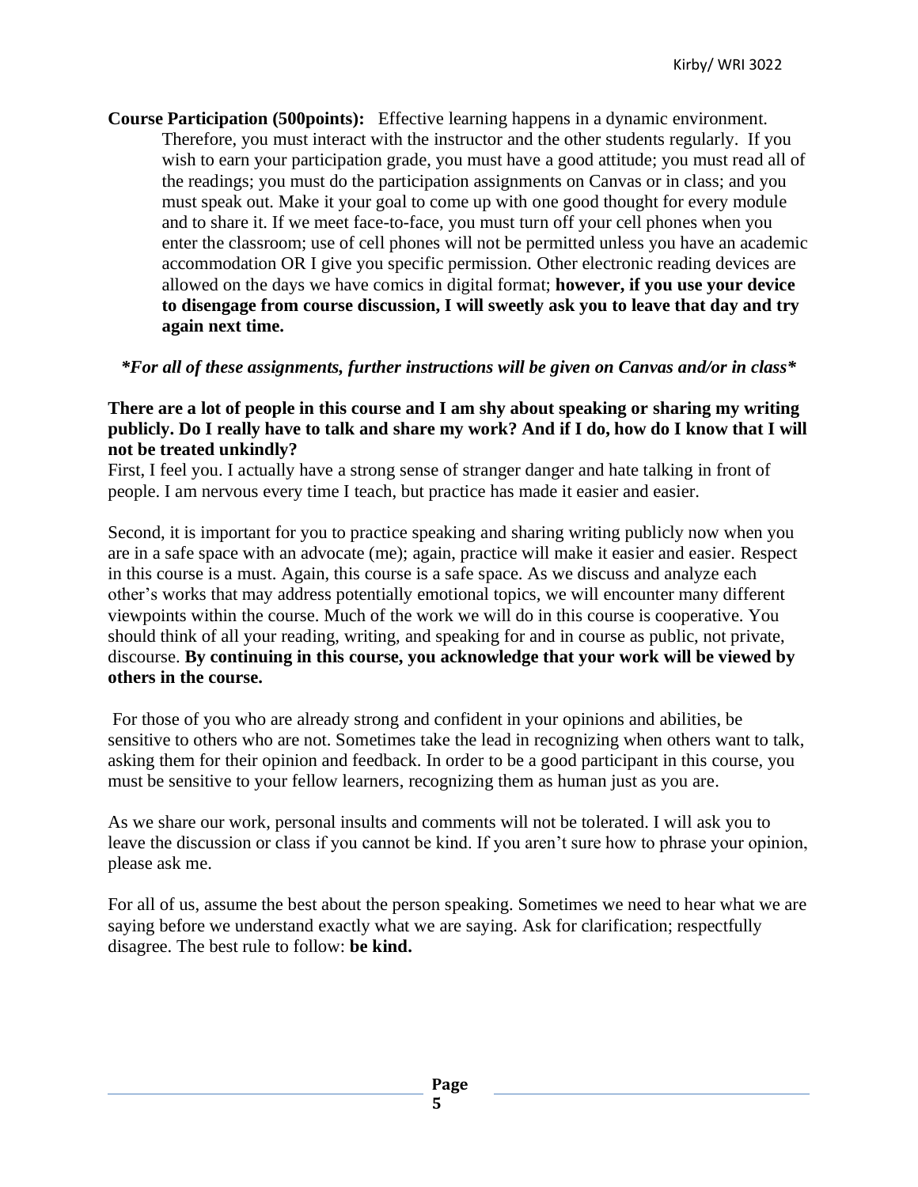**Course Participation (500points):** Effective learning happens in a dynamic environment. Therefore, you must interact with the instructor and the other students regularly. If you wish to earn your participation grade, you must have a good attitude; you must read all of the readings; you must do the participation assignments on Canvas or in class; and you must speak out. Make it your goal to come up with one good thought for every module and to share it. If we meet face-to-face, you must turn off your cell phones when you enter the classroom; use of cell phones will not be permitted unless you have an academic accommodation OR I give you specific permission. Other electronic reading devices are allowed on the days we have comics in digital format; **however, if you use your device to disengage from course discussion, I will sweetly ask you to leave that day and try again next time.**

***For all of these assignments, further instructions will be given on Canvas and/or in class***

**There are a lot of people in this course and I am shy about speaking or sharing my writing publicly. Do I really have to talk and share my work? And if I do, how do I know that I will not be treated unkindly?**

First, I feel you. I actually have a strong sense of stranger danger and hate talking in front of people. I am nervous every time I teach, but practice has made it easier and easier.

Second, it is important for you to practice speaking and sharing writing publicly now when you are in a safe space with an advocate (me); again, practice will make it easier and easier. Respect in this course is a must. Again, this course is a safe space. As we discuss and analyze each other's works that may address potentially emotional topics, we will encounter many different viewpoints within the course. Much of the work we will do in this course is cooperative. You should think of all your reading, writing, and speaking for and in course as public, not private, discourse. **By continuing in this course, you acknowledge that your work will be viewed by others in the course.**

For those of you who are already strong and confident in your opinions and abilities, be sensitive to others who are not. Sometimes take the lead in recognizing when others want to talk, asking them for their opinion and feedback. In order to be a good participant in this course, you must be sensitive to your fellow learners, recognizing them as human just as you are.

As we share our work, personal insults and comments will not be tolerated. I will ask you to leave the discussion or class if you cannot be kind. If you aren't sure how to phrase your opinion, please ask me.

For all of us, assume the best about the person speaking. Sometimes we need to hear what we are saying before we understand exactly what we are saying. Ask for clarification; respectfully disagree. The best rule to follow: **be kind.**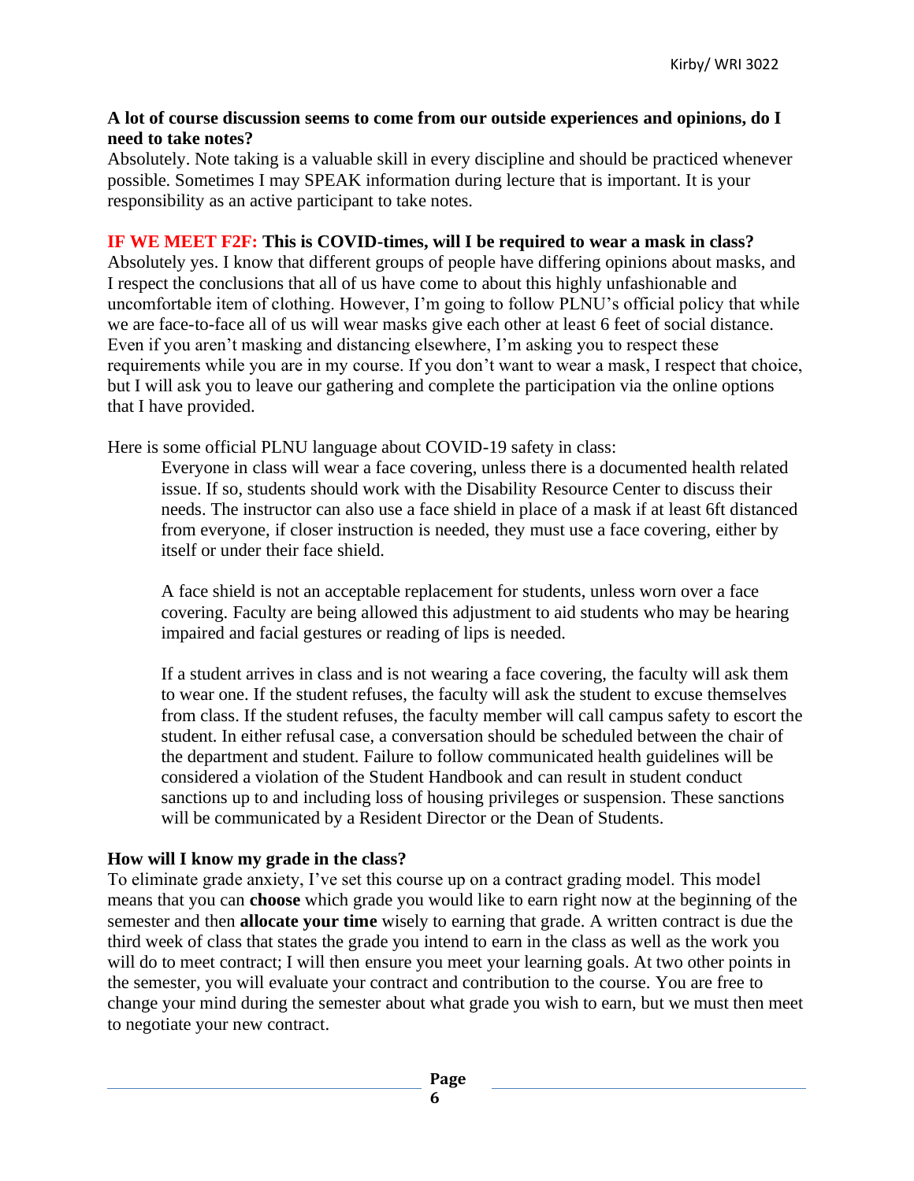**A lot of course discussion seems to come from our outside experiences and opinions, do I need to take notes?**

Absolutely. Note taking is a valuable skill in every discipline and should be practiced whenever possible. Sometimes I may SPEAK information during lecture that is important. It is your responsibility as an active participant to take notes.

**IF WE MEET F2F: This is COVID-times, will I be required to wear a mask in class?**

Absolutely yes. I know that different groups of people have differing opinions about masks, and I respect the conclusions that all of us have come to about this highly unfashionable and uncomfortable item of clothing. However, I'm going to follow PLNU's official policy that while we are face-to-face all of us will wear masks give each other at least 6 feet of social distance. Even if you aren't masking and distancing elsewhere, I'm asking you to respect these requirements while you are in my course. If you don't want to wear a mask, I respect that choice, but I will ask you to leave our gathering and complete the participation via the online options that I have provided.

Here is some official PLNU language about COVID-19 safety in class:

> Everyone in class will wear a face covering, unless there is a documented health related issue. If so, students should work with the Disability Resource Center to discuss their needs. The instructor can also use a face shield in place of a mask if at least 6ft distanced from everyone, if closer instruction is needed, they must use a face covering, either by itself or under their face shield.
>
> A face shield is not an acceptable replacement for students, unless worn over a face covering. Faculty are being allowed this adjustment to aid students who may be hearing impaired and facial gestures or reading of lips is needed.
>
> If a student arrives in class and is not wearing a face covering, the faculty will ask them to wear one. If the student refuses, the faculty will ask the student to excuse themselves from class. If the student refuses, the faculty member will call campus safety to escort the student. In either refusal case, a conversation should be scheduled between the chair of the department and student. Failure to follow communicated health guidelines will be considered a violation of the Student Handbook and can result in student conduct sanctions up to and including loss of housing privileges or suspension. These sanctions will be communicated by a Resident Director or the Dean of Students.

**How will I know my grade in the class?**

To eliminate grade anxiety, I've set this course up on a contract grading model. This model means that you can **choose** which grade you would like to earn right now at the beginning of the semester and then **allocate your time** wisely to earning that grade. A written contract is due the third week of class that states the grade you intend to earn in the class as well as the work you will do to meet contract; I will then ensure you meet your learning goals. At two other points in the semester, you will evaluate your contract and contribution to the course. You are free to change your mind during the semester about what grade you wish to earn, but we must then meet to negotiate your new contract.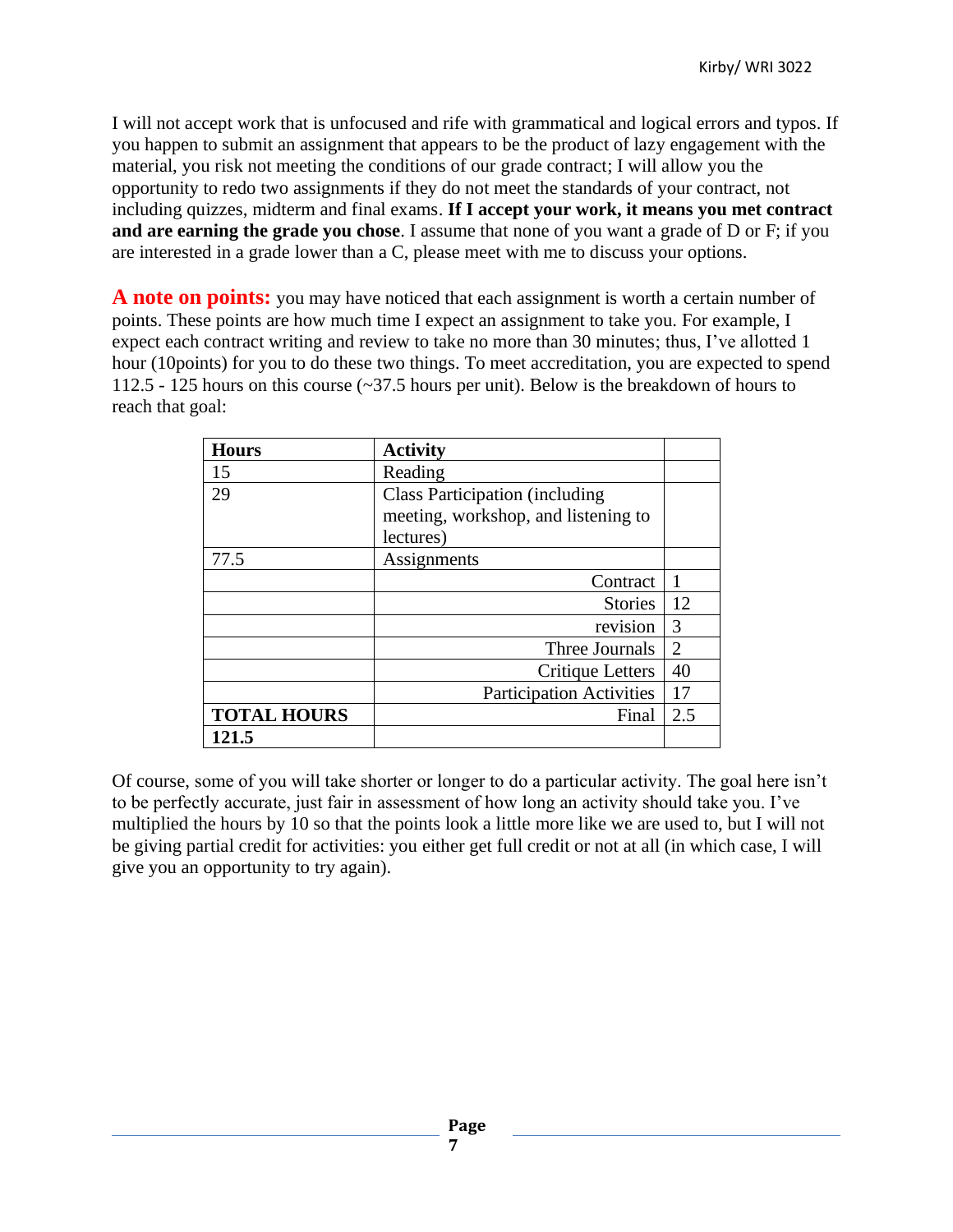I will not accept work that is unfocused and rife with grammatical and logical errors and typos. If you happen to submit an assignment that appears to be the product of lazy engagement with the material, you risk not meeting the conditions of our grade contract; I will allow you the opportunity to redo two assignments if they do not meet the standards of your contract, not including quizzes, midterm and final exams. **If I accept your work, it means you met contract and are earning the grade you chose**. I assume that none of you want a grade of D or F; if you are interested in a grade lower than a C, please meet with me to discuss your options.

**A note on points:** you may have noticed that each assignment is worth a certain number of points. These points are how much time I expect an assignment to take you. For example, I expect each contract writing and review to take no more than 30 minutes; thus, I've allotted 1 hour (10points) for you to do these two things. To meet accreditation, you are expected to spend 112.5 - 125 hours on this course (~37.5 hours per unit). Below is the breakdown of hours to reach that goal:

| **Hours** | **Activity** | |
|---|---|---|
| 15 | Reading | |
| 29 | Class Participation (including meeting, workshop, and listening to lectures) | |
| 77.5 | Assignments | |
| | Contract | 1 |
| | Stories | 12 |
| | revision | 3 |
| | Three Journals | 2 |
| | Critique Letters | 40 |
| | Participation Activities | 17 |
| **TOTAL HOURS** | Final | 2.5 |
| **121.5** | | |

Of course, some of you will take shorter or longer to do a particular activity. The goal here isn't to be perfectly accurate, just fair in assessment of how long an activity should take you. I've multiplied the hours by 10 so that the points look a little more like we are used to, but I will not be giving partial credit for activities: you either get full credit or not at all (in which case, I will give you an opportunity to try again).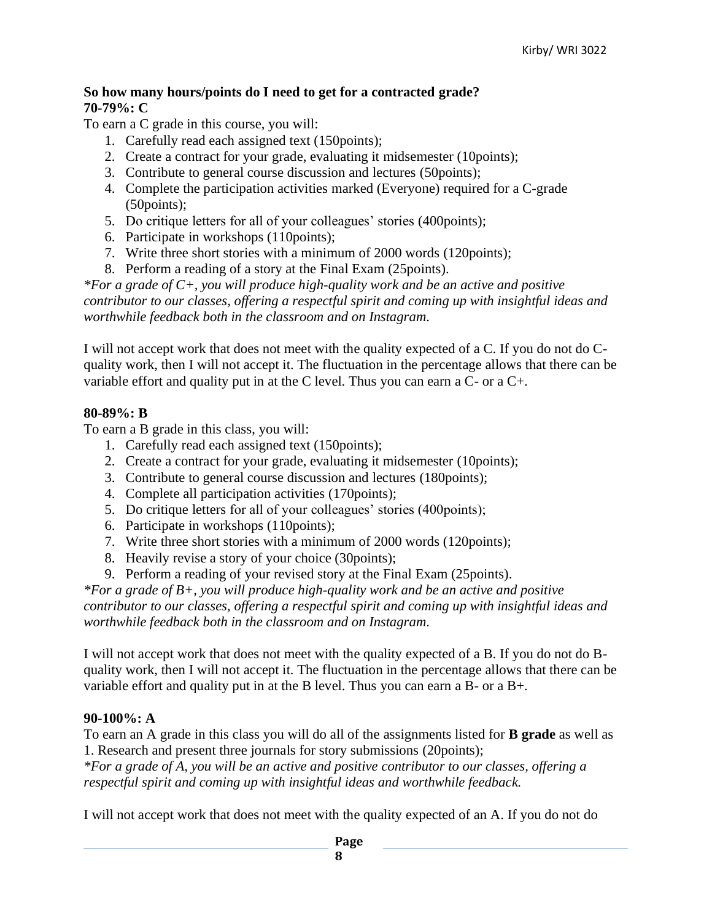**So how many hours/points do I need to get for a contracted grade?**
**70-79%: C**

To earn a C grade in this course, you will:

1. Carefully read each assigned text (150points);
2. Create a contract for your grade, evaluating it midsemester (10points);
3. Contribute to general course discussion and lectures (50points);
4. Complete the participation activities marked (Everyone) required for a C-grade (50points);
5. Do critique letters for all of your colleagues' stories (400points);
6. Participate in workshops (110points);
7. Write three short stories with a minimum of 2000 words (120points);
8. Perform a reading of a story at the Final Exam (25points).

*\*For a grade of C+, you will produce high-quality work and be an active and positive contributor to our classes, offering a respectful spirit and coming up with insightful ideas and worthwhile feedback both in the classroom and on Instagram.*

I will not accept work that does not meet with the quality expected of a C. If you do not do C-quality work, then I will not accept it. The fluctuation in the percentage allows that there can be variable effort and quality put in at the C level. Thus you can earn a C- or a C+.

**80-89%: B**

To earn a B grade in this class, you will:

1. Carefully read each assigned text (150points);
2. Create a contract for your grade, evaluating it midsemester (10points);
3. Contribute to general course discussion and lectures (180points);
4. Complete all participation activities (170points);
5. Do critique letters for all of your colleagues' stories (400points);
6. Participate in workshops (110points);
7. Write three short stories with a minimum of 2000 words (120points);
8. Heavily revise a story of your choice (30points);
9. Perform a reading of your revised story at the Final Exam (25points).

*\*For a grade of B+, you will produce high-quality work and be an active and positive contributor to our classes, offering a respectful spirit and coming up with insightful ideas and worthwhile feedback both in the classroom and on Instagram.*

I will not accept work that does not meet with the quality expected of a B. If you do not do B-quality work, then I will not accept it. The fluctuation in the percentage allows that there can be variable effort and quality put in at the B level. Thus you can earn a B- or a B+.

**90-100%: A**

To earn an A grade in this class you will do all of the assignments listed for **B grade** as well as
1. Research and present three journals for story submissions (20points);

*\*For a grade of A, you will be an active and positive contributor to our classes, offering a respectful spirit and coming up with insightful ideas and worthwhile feedback.*

I will not accept work that does not meet with the quality expected of an A. If you do not do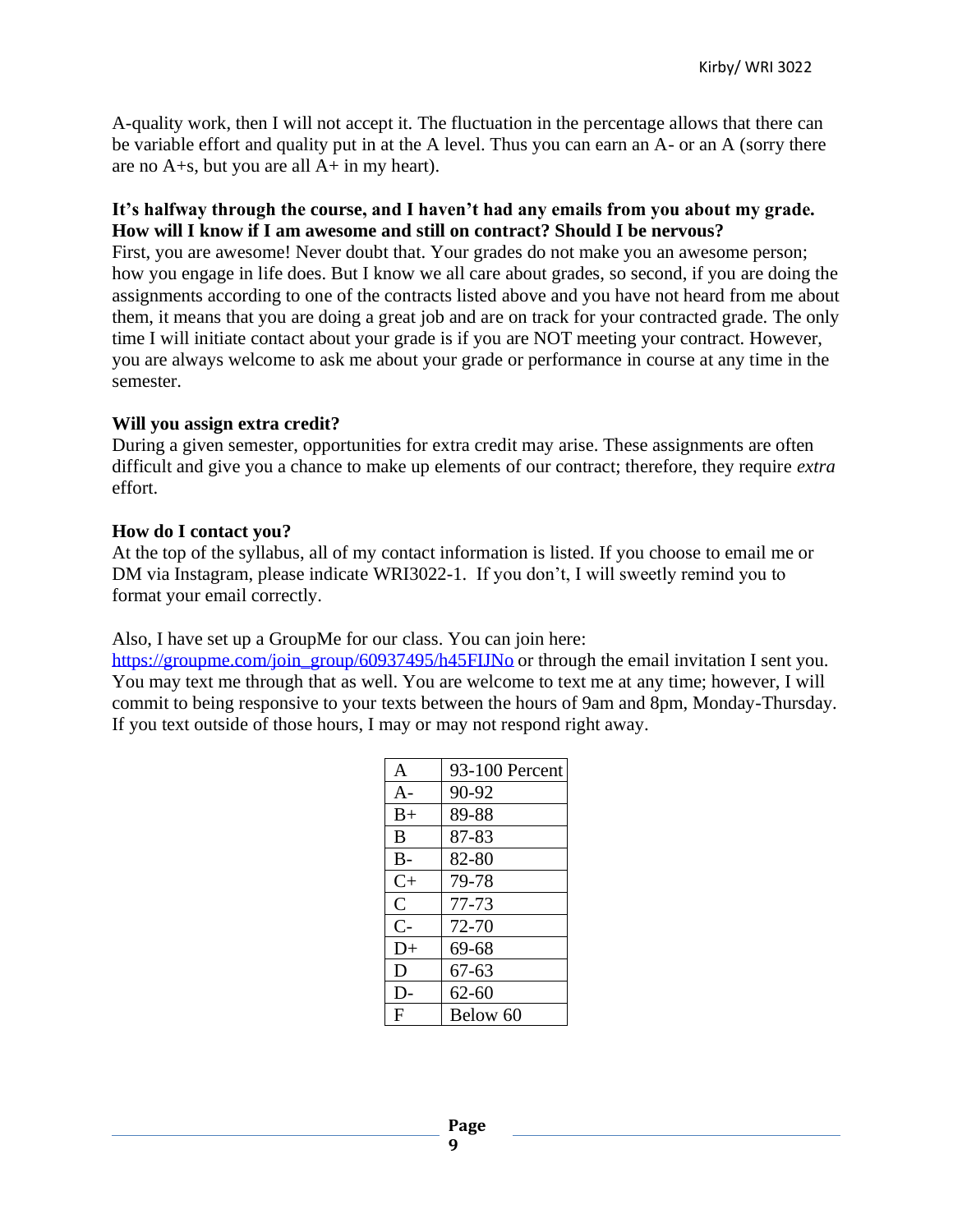A-quality work, then I will not accept it. The fluctuation in the percentage allows that there can be variable effort and quality put in at the A level. Thus you can earn an A- or an A (sorry there are no A+s, but you are all A+ in my heart).

**It's halfway through the course, and I haven't had any emails from you about my grade. How will I know if I am awesome and still on contract? Should I be nervous?**

First, you are awesome! Never doubt that. Your grades do not make you an awesome person; how you engage in life does. But I know we all care about grades, so second, if you are doing the assignments according to one of the contracts listed above and you have not heard from me about them, it means that you are doing a great job and are on track for your contracted grade. The only time I will initiate contact about your grade is if you are NOT meeting your contract. However, you are always welcome to ask me about your grade or performance in course at any time in the semester.

**Will you assign extra credit?**

During a given semester, opportunities for extra credit may arise. These assignments are often difficult and give you a chance to make up elements of our contract; therefore, they require *extra* effort.

**How do I contact you?**

At the top of the syllabus, all of my contact information is listed. If you choose to email me or DM via Instagram, please indicate WRI3022-1. If you don't, I will sweetly remind you to format your email correctly.

Also, I have set up a GroupMe for our class. You can join here: [https://groupme.com/join_group/60937495/h45FIJNo](https://groupme.com/join_group/60937495/h45FIJNo) or through the email invitation I sent you. You may text me through that as well. You are welcome to text me at any time; however, I will commit to being responsive to your texts between the hours of 9am and 8pm, Monday-Thursday. If you text outside of those hours, I may or may not respond right away.

| A | 93-100 Percent |
|---|---|
| A- | 90-92 |
| B+ | 89-88 |
| B | 87-83 |
| B- | 82-80 |
| C+ | 79-78 |
| C | 77-73 |
| C- | 72-70 |
| D+ | 69-68 |
| D | 67-63 |
| D- | 62-60 |
| F | Below 60 |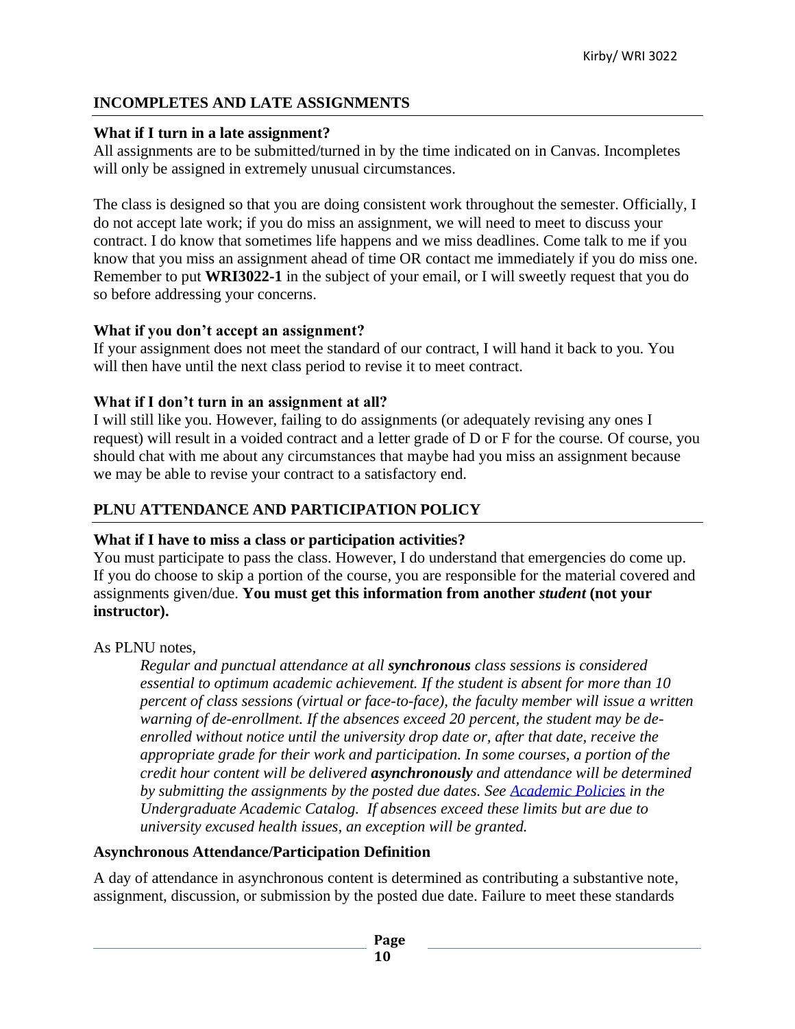## INCOMPLETES AND LATE ASSIGNMENTS

**What if I turn in a late assignment?**
All assignments are to be submitted/turned in by the time indicated on in Canvas. Incompletes will only be assigned in extremely unusual circumstances.

The class is designed so that you are doing consistent work throughout the semester. Officially, I do not accept late work; if you do miss an assignment, we will need to meet to discuss your contract. I do know that sometimes life happens and we miss deadlines. Come talk to me if you know that you miss an assignment ahead of time OR contact me immediately if you do miss one. Remember to put **WRI3022-1** in the subject of your email, or I will sweetly request that you do so before addressing your concerns.

**What if you don't accept an assignment?**
If your assignment does not meet the standard of our contract, I will hand it back to you. You will then have until the next class period to revise it to meet contract.

**What if I don't turn in an assignment at all?**
I will still like you. However, failing to do assignments (or adequately revising any ones I request) will result in a voided contract and a letter grade of D or F for the course. Of course, you should chat with me about any circumstances that maybe had you miss an assignment because we may be able to revise your contract to a satisfactory end.

## PLNU ATTENDANCE AND PARTICIPATION POLICY

**What if I have to miss a class or participation activities?**
You must participate to pass the class. However, I do understand that emergencies do come up. If you do choose to skip a portion of the course, you are responsible for the material covered and assignments given/due. **You must get this information from another *student* (not your instructor).**

As PLNU notes,

> *Regular and punctual attendance at all **synchronous** class sessions is considered essential to optimum academic achievement. If the student is absent for more than 10 percent of class sessions (virtual or face-to-face), the faculty member will issue a written warning of de-enrollment. If the absences exceed 20 percent, the student may be de-enrolled without notice until the university drop date or, after that date, receive the appropriate grade for their work and participation. In some courses, a portion of the credit hour content will be delivered **asynchronously** and attendance will be determined by submitting the assignments by the posted due dates. See [Academic Policies] in the Undergraduate Academic Catalog. If absences exceed these limits but are due to university excused health issues, an exception will be granted.*

**Asynchronous Attendance/Participation Definition**

A day of attendance in asynchronous content is determined as contributing a substantive note, assignment, discussion, or submission by the posted due date. Failure to meet these standards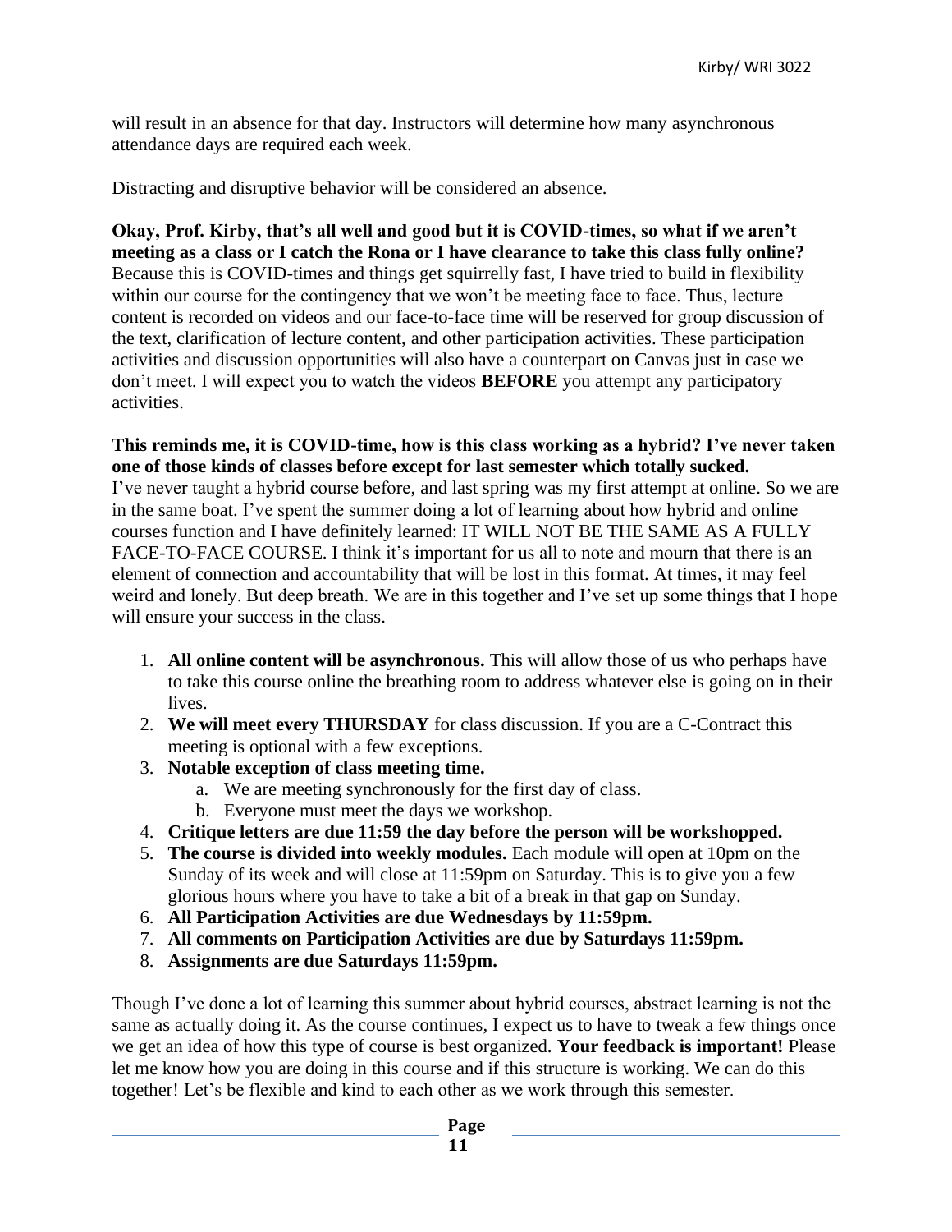will result in an absence for that day. Instructors will determine how many asynchronous attendance days are required each week.

Distracting and disruptive behavior will be considered an absence.

**Okay, Prof. Kirby, that's all well and good but it is COVID-times, so what if we aren't meeting as a class or I catch the Rona or I have clearance to take this class fully online?** Because this is COVID-times and things get squirrelly fast, I have tried to build in flexibility within our course for the contingency that we won't be meeting face to face. Thus, lecture content is recorded on videos and our face-to-face time will be reserved for group discussion of the text, clarification of lecture content, and other participation activities. These participation activities and discussion opportunities will also have a counterpart on Canvas just in case we don't meet. I will expect you to watch the videos **BEFORE** you attempt any participatory activities.

**This reminds me, it is COVID-time, how is this class working as a hybrid? I've never taken one of those kinds of classes before except for last semester which totally sucked.**
I've never taught a hybrid course before, and last spring was my first attempt at online. So we are in the same boat. I've spent the summer doing a lot of learning about how hybrid and online courses function and I have definitely learned: IT WILL NOT BE THE SAME AS A FULLY FACE-TO-FACE COURSE. I think it's important for us all to note and mourn that there is an element of connection and accountability that will be lost in this format. At times, it may feel weird and lonely. But deep breath. We are in this together and I've set up some things that I hope will ensure your success in the class.

1. **All online content will be asynchronous.** This will allow those of us who perhaps have to take this course online the breathing room to address whatever else is going on in their lives.
2. **We will meet every THURSDAY** for class discussion. If you are a C-Contract this meeting is optional with a few exceptions.
3. **Notable exception of class meeting time.**
   a. We are meeting synchronously for the first day of class.
   b. Everyone must meet the days we workshop.
4. **Critique letters are due 11:59 the day before the person will be workshopped.**
5. **The course is divided into weekly modules.** Each module will open at 10pm on the Sunday of its week and will close at 11:59pm on Saturday. This is to give you a few glorious hours where you have to take a bit of a break in that gap on Sunday.
6. **All Participation Activities are due Wednesdays by 11:59pm.**
7. **All comments on Participation Activities are due by Saturdays 11:59pm.**
8. **Assignments are due Saturdays 11:59pm.**

Though I've done a lot of learning this summer about hybrid courses, abstract learning is not the same as actually doing it. As the course continues, I expect us to have to tweak a few things once we get an idea of how this type of course is best organized. **Your feedback is important!** Please let me know how you are doing in this course and if this structure is working. We can do this together! Let's be flexible and kind to each other as we work through this semester.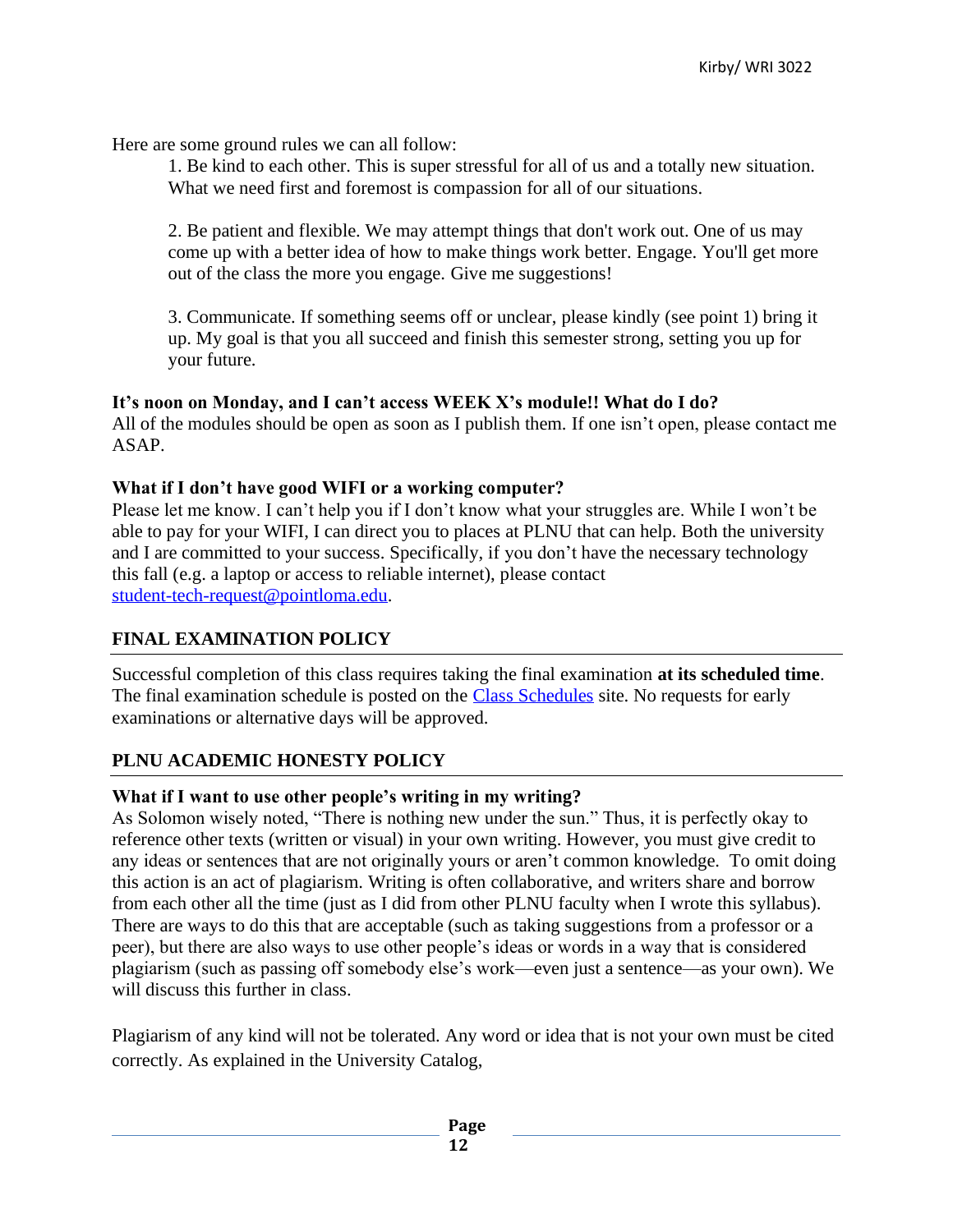Here are some ground rules we can all follow:

1. Be kind to each other. This is super stressful for all of us and a totally new situation. What we need first and foremost is compassion for all of our situations.

2. Be patient and flexible. We may attempt things that don't work out. One of us may come up with a better idea of how to make things work better. Engage. You'll get more out of the class the more you engage. Give me suggestions!

3. Communicate. If something seems off or unclear, please kindly (see point 1) bring it up. My goal is that you all succeed and finish this semester strong, setting you up for your future.

**It's noon on Monday, and I can't access WEEK X's module!! What do I do?**
All of the modules should be open as soon as I publish them. If one isn't open, please contact me ASAP.

**What if I don't have good WIFI or a working computer?**
Please let me know. I can't help you if I don't know what your struggles are. While I won't be able to pay for your WIFI, I can direct you to places at PLNU that can help. Both the university and I are committed to your success. Specifically, if you don't have the necessary technology this fall (e.g. a laptop or access to reliable internet), please contact student-tech-request@pointloma.edu.

## FINAL EXAMINATION POLICY

Successful completion of this class requires taking the final examination **at its scheduled time**. The final examination schedule is posted on the Class Schedules site. No requests for early examinations or alternative days will be approved.

## PLNU ACADEMIC HONESTY POLICY

**What if I want to use other people's writing in my writing?**
As Solomon wisely noted, "There is nothing new under the sun." Thus, it is perfectly okay to reference other texts (written or visual) in your own writing. However, you must give credit to any ideas or sentences that are not originally yours or aren't common knowledge. To omit doing this action is an act of plagiarism. Writing is often collaborative, and writers share and borrow from each other all the time (just as I did from other PLNU faculty when I wrote this syllabus). There are ways to do this that are acceptable (such as taking suggestions from a professor or a peer), but there are also ways to use other people's ideas or words in a way that is considered plagiarism (such as passing off somebody else's work—even just a sentence—as your own). We will discuss this further in class.

Plagiarism of any kind will not be tolerated. Any word or idea that is not your own must be cited correctly. As explained in the University Catalog,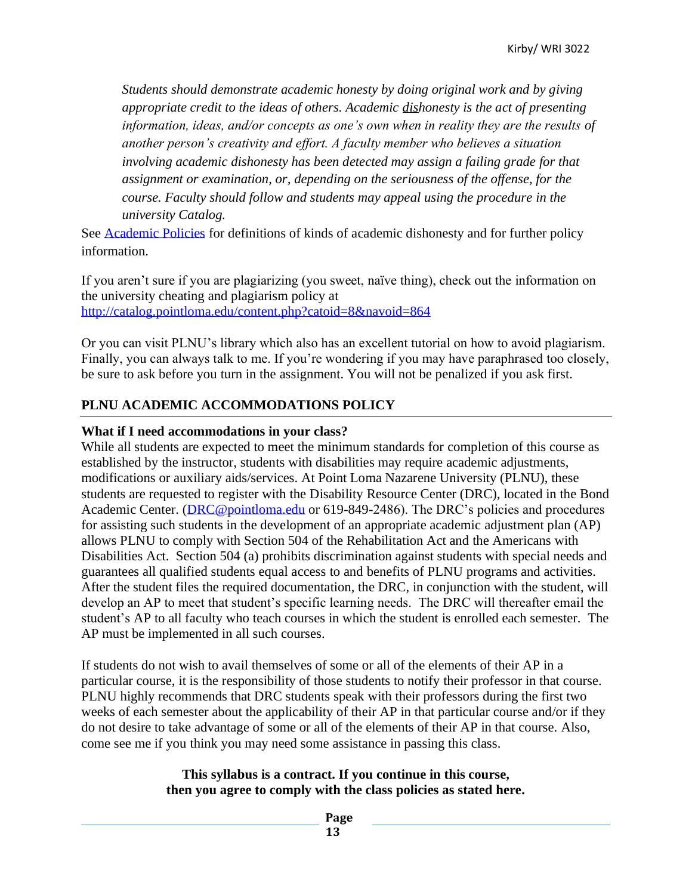*Students should demonstrate academic honesty by doing original work and by giving appropriate credit to the ideas of others. Academic dishonesty is the act of presenting information, ideas, and/or concepts as one's own when in reality they are the results of another person's creativity and effort. A faculty member who believes a situation involving academic dishonesty has been detected may assign a failing grade for that assignment or examination, or, depending on the seriousness of the offense, for the course. Faculty should follow and students may appeal using the procedure in the university Catalog.*

See [Academic Policies](http://catalog.pointloma.edu/content.php?catoid=8&navoid=864) for definitions of kinds of academic dishonesty and for further policy information.

If you aren't sure if you are plagiarizing (you sweet, naïve thing), check out the information on the university cheating and plagiarism policy at http://catalog.pointloma.edu/content.php?catoid=8&navoid=864

Or you can visit PLNU's library which also has an excellent tutorial on how to avoid plagiarism. Finally, you can always talk to me. If you're wondering if you may have paraphrased too closely, be sure to ask before you turn in the assignment. You will not be penalized if you ask first.

## PLNU ACADEMIC ACCOMMODATIONS POLICY

**What if I need accommodations in your class?**

While all students are expected to meet the minimum standards for completion of this course as established by the instructor, students with disabilities may require academic adjustments, modifications or auxiliary aids/services. At Point Loma Nazarene University (PLNU), these students are requested to register with the Disability Resource Center (DRC), located in the Bond Academic Center. (DRC@pointloma.edu or 619-849-2486). The DRC's policies and procedures for assisting such students in the development of an appropriate academic adjustment plan (AP) allows PLNU to comply with Section 504 of the Rehabilitation Act and the Americans with Disabilities Act. Section 504 (a) prohibits discrimination against students with special needs and guarantees all qualified students equal access to and benefits of PLNU programs and activities. After the student files the required documentation, the DRC, in conjunction with the student, will develop an AP to meet that student's specific learning needs. The DRC will thereafter email the student's AP to all faculty who teach courses in which the student is enrolled each semester. The AP must be implemented in all such courses.

If students do not wish to avail themselves of some or all of the elements of their AP in a particular course, it is the responsibility of those students to notify their professor in that course. PLNU highly recommends that DRC students speak with their professors during the first two weeks of each semester about the applicability of their AP in that particular course and/or if they do not desire to take advantage of some or all of the elements of their AP in that course. Also, come see me if you think you may need some assistance in passing this class.

**This syllabus is a contract. If you continue in this course, then you agree to comply with the class policies as stated here.**